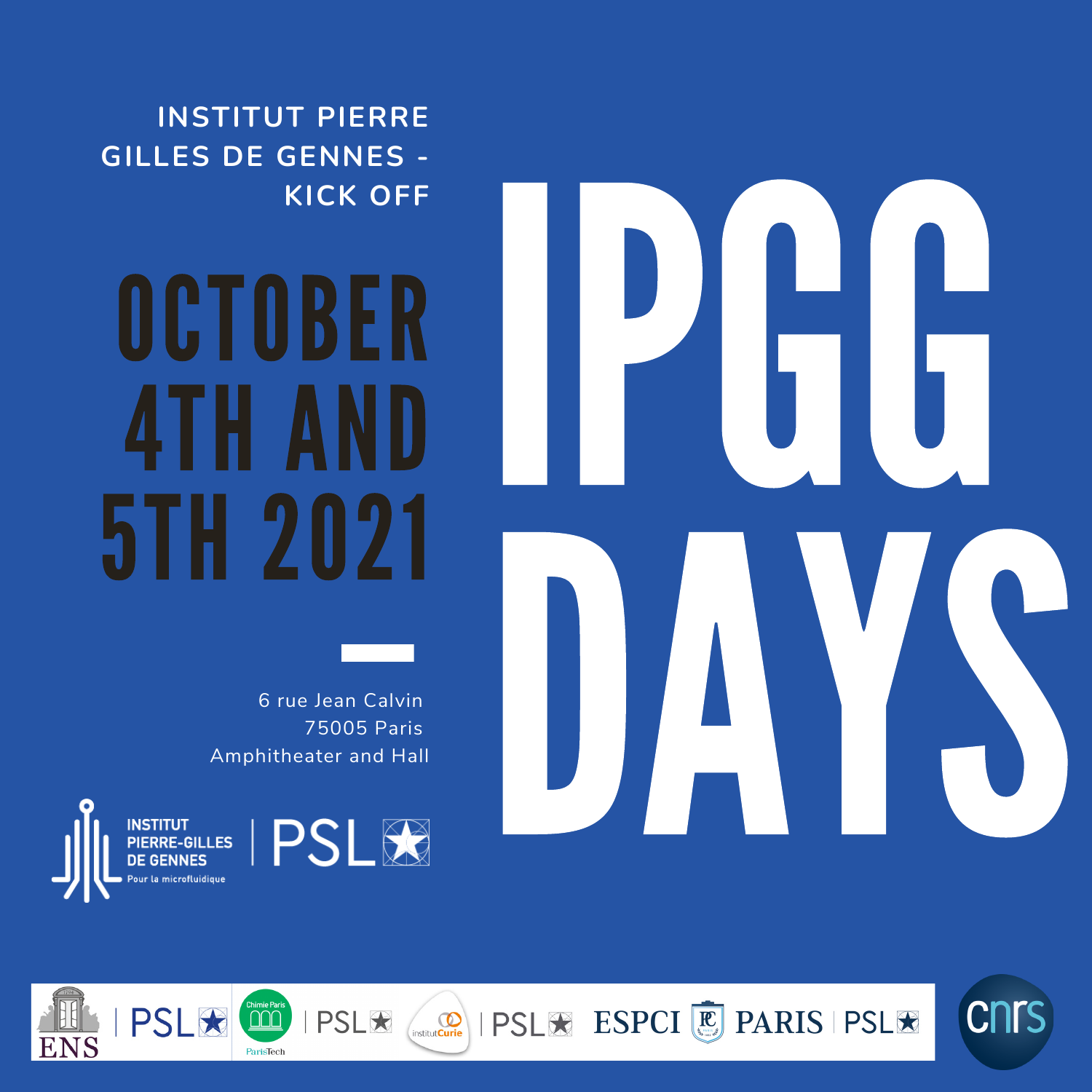INSTITUT PIERRE GILLES DE GENNES - KICK OFF

# OCTOBER 4TH AND 5TH 2021

# IPGG DAYS

6 rue Jean Calvin
75005 Paris
Amphitheater and Hall

INSTITUT PIERRE-GILLES DE GENNES
Pour la microfluidique

PSL

ENS | PSL
Chimie Paris ParisTech | PSL
institut Curie | PSL
ESPCI PARIS | PSL
cnrs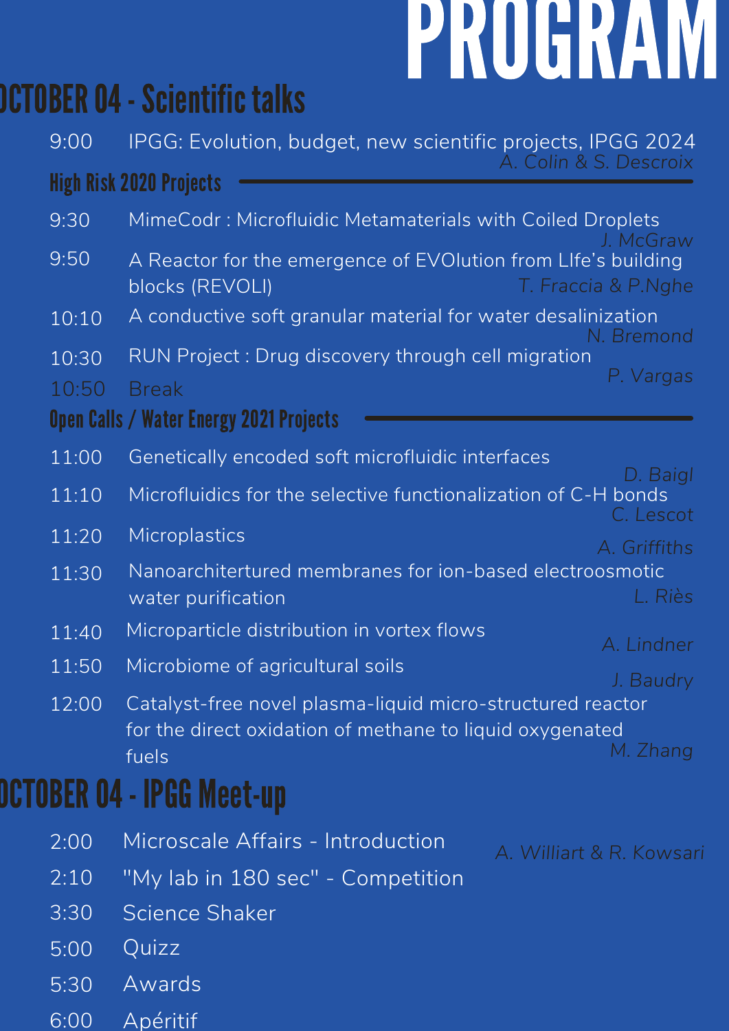# PROGRAM

## OCTOBER 04 - Scientific talks

9:00 IPGG: Evolution, budget, new scientific projects, IPGG 2024
*A. Colin & S. Descroix*

### High Risk 2020 Projects

9:30 MimeCodr : Microfluidic Metamaterials with Coiled Droplets
*J. McGraw*

9:50 A Reactor for the emergence of EVOlution from LIfe's building blocks (REVOLI)
*T. Fraccia & P.Nghe*

10:10 A conductive soft granular material for water desalinization
*N. Bremond*

10:30 RUN Project : Drug discovery through cell migration
*P. Vargas*

10:50 Break

### Open Calls / Water Energy 2021 Projects

11:00 Genetically encoded soft microfluidic interfaces
*D. Baigl*

11:10 Microfluidics for the selective functionalization of C-H bonds
*C. Lescot*

11:20 Microplastics
*A. Griffiths*

11:30 Nanoarchitertured membranes for ion-based electroosmotic water purification
*L. Riès*

11:40 Microparticle distribution in vortex flows
*A. Lindner*

11:50 Microbiome of agricultural soils
*J. Baudry*

12:00 Catalyst-free novel plasma-liquid micro-structured reactor for the direct oxidation of methane to liquid oxygenated fuels
*M. Zhang*

## OCTOBER 04 - IPGG Meet-up

*A. Williart & R. Kowsari*

2:00 Microscale Affairs - Introduction

2:10 "My lab in 180 sec" - Competition

3:30 Science Shaker

5:00 Quizz

5:30 Awards

6:00 Apéritif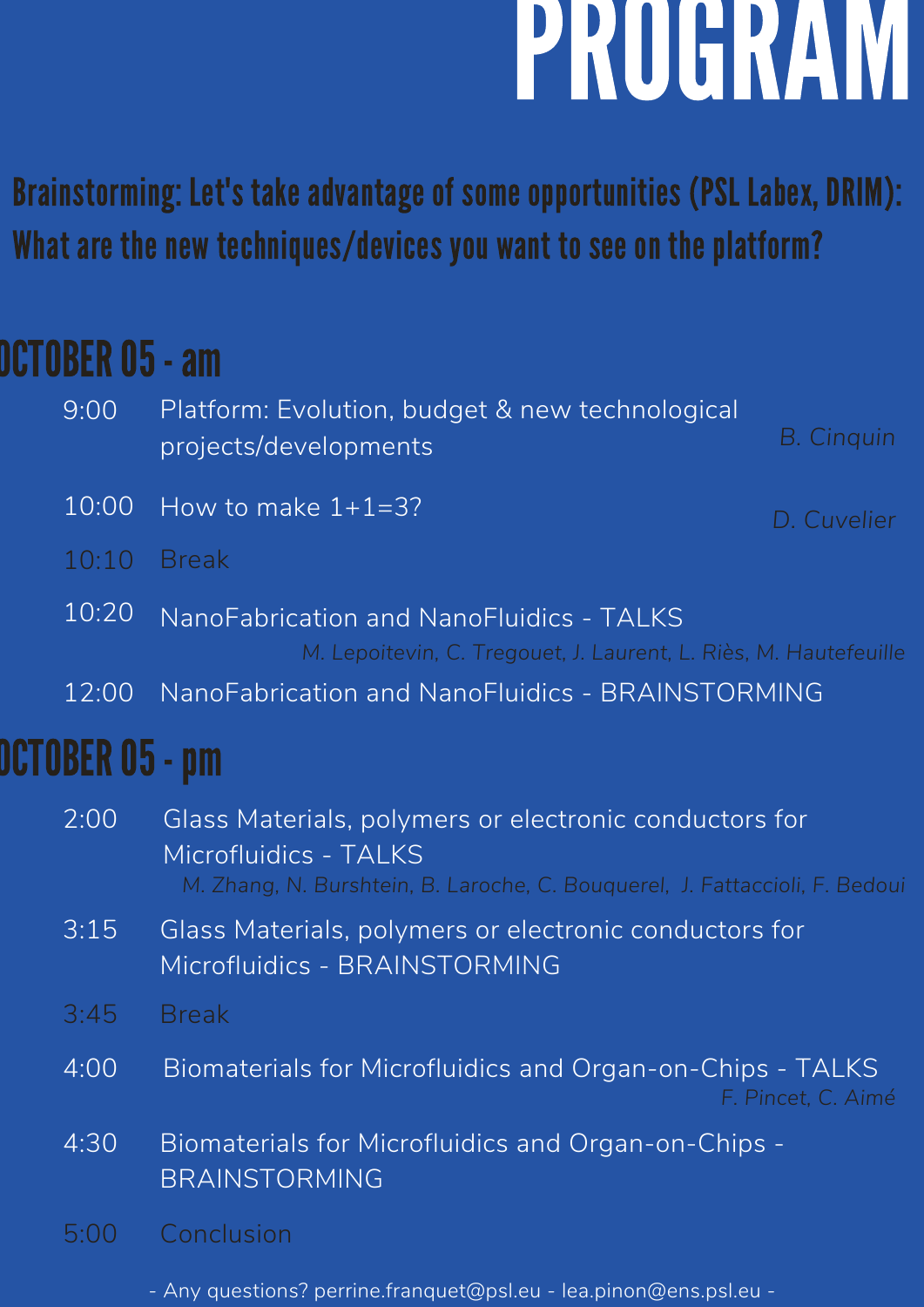# PROGRAM

**Brainstorming: Let's take advantage of some opportunities (PSL Labex, DRIM): What are the new techniques/devices you want to see on the platform?**

## OCTOBER 05 - am

| | | |
|---|---|---|
| 9:00 | Platform: Evolution, budget & new technological projects/developments | *B. Cinquin* |
| 10:00 | How to make 1+1=3? | *D. Cuvelier* |
| 10:10 | Break | |
| 10:20 | NanoFabrication and NanoFluidics - TALKS | *M. Lepoitevin, C. Tregouet, J. Laurent, L. Riès, M. Hautefeuille* |
| 12:00 | NanoFabrication and NanoFluidics - BRAINSTORMING | |

## OCTOBER 05 - pm

| | | |
|---|---|---|
| 2:00 | Glass Materials, polymers or electronic conductors for Microfluidics - TALKS | *M. Zhang, N. Burshtein, B. Laroche, C. Bouquerel, J. Fattaccioli, F. Bedoui* |
| 3:15 | Glass Materials, polymers or electronic conductors for Microfluidics - BRAINSTORMING | |
| 3:45 | Break | |
| 4:00 | Biomaterials for Microfluidics and Organ-on-Chips - TALKS | *F. Pincet, C. Aimé* |
| 4:30 | Biomaterials for Microfluidics and Organ-on-Chips - BRAINSTORMING | |
| 5:00 | Conclusion | |

- Any questions? perrine.franquet@psl.eu - lea.pinon@ens.psl.eu -